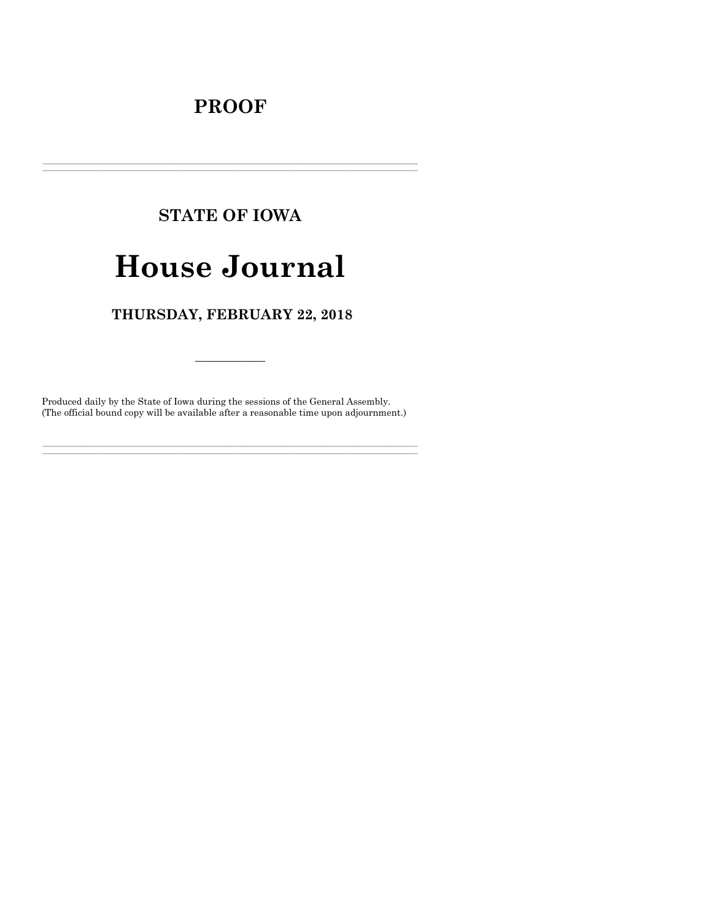# PROOF

---

## STATE OF IOWA

# House Journal

### THURSDAY, FEBRUARY 22, 2018

---

Produced daily by the State of Iowa during the sessions of the General Assembly.
(The official bound copy will be available after a reasonable time upon adjournment.)

---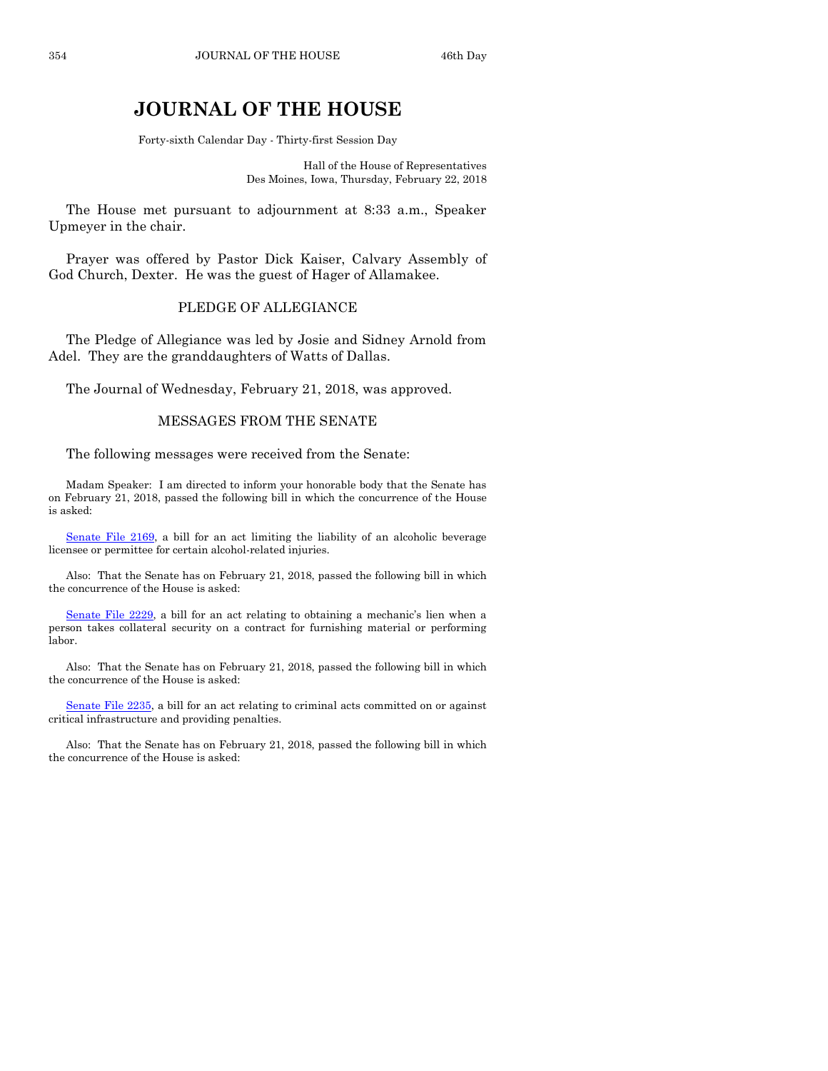# JOURNAL OF THE HOUSE

Forty-sixth Calendar Day - Thirty-first Session Day

Hall of the House of Representatives
Des Moines, Iowa, Thursday, February 22, 2018

The House met pursuant to adjournment at 8:33 a.m., Speaker Upmeyer in the chair.

Prayer was offered by Pastor Dick Kaiser, Calvary Assembly of God Church, Dexter. He was the guest of Hager of Allamakee.

## PLEDGE OF ALLEGIANCE

The Pledge of Allegiance was led by Josie and Sidney Arnold from Adel. They are the granddaughters of Watts of Dallas.

The Journal of Wednesday, February 21, 2018, was approved.

## MESSAGES FROM THE SENATE

The following messages were received from the Senate:

Madam Speaker: I am directed to inform your honorable body that the Senate has on February 21, 2018, passed the following bill in which the concurrence of the House is asked:

Senate File 2169, a bill for an act limiting the liability of an alcoholic beverage licensee or permittee for certain alcohol-related injuries.

Also: That the Senate has on February 21, 2018, passed the following bill in which the concurrence of the House is asked:

Senate File 2229, a bill for an act relating to obtaining a mechanic's lien when a person takes collateral security on a contract for furnishing material or performing labor.

Also: That the Senate has on February 21, 2018, passed the following bill in which the concurrence of the House is asked:

Senate File 2235, a bill for an act relating to criminal acts committed on or against critical infrastructure and providing penalties.

Also: That the Senate has on February 21, 2018, passed the following bill in which the concurrence of the House is asked: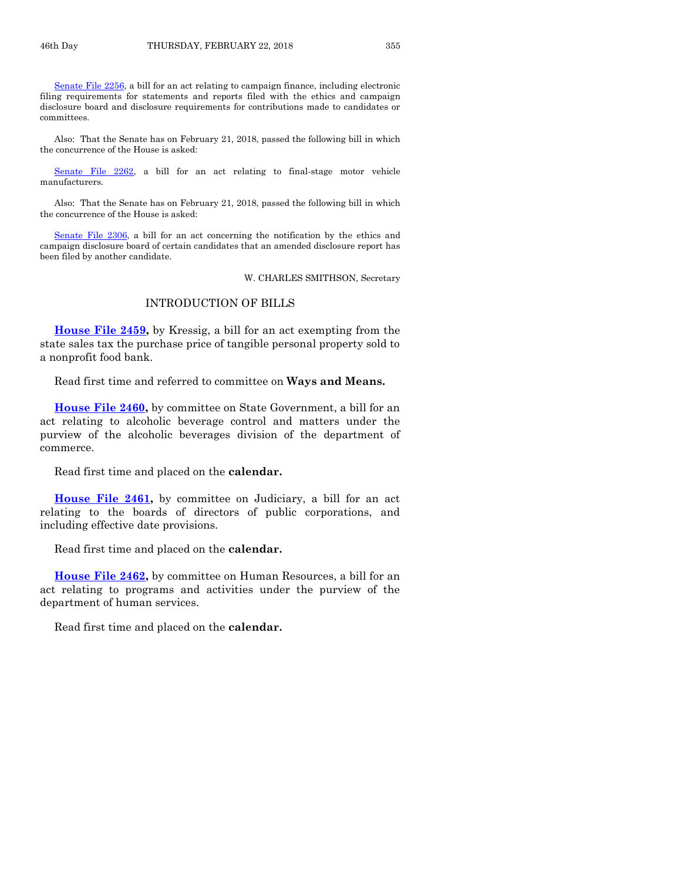Senate File 2256, a bill for an act relating to campaign finance, including electronic filing requirements for statements and reports filed with the ethics and campaign disclosure board and disclosure requirements for contributions made to candidates or committees.

Also: That the Senate has on February 21, 2018, passed the following bill in which the concurrence of the House is asked:

Senate File 2262, a bill for an act relating to final-stage motor vehicle manufacturers.

Also: That the Senate has on February 21, 2018, passed the following bill in which the concurrence of the House is asked:

Senate File 2306, a bill for an act concerning the notification by the ethics and campaign disclosure board of certain candidates that an amended disclosure report has been filed by another candidate.

W. CHARLES SMITHSON, Secretary

## INTRODUCTION OF BILLS

**House File 2459,** by Kressig, a bill for an act exempting from the state sales tax the purchase price of tangible personal property sold to a nonprofit food bank.

Read first time and referred to committee on **Ways and Means.**

**House File 2460,** by committee on State Government, a bill for an act relating to alcoholic beverage control and matters under the purview of the alcoholic beverages division of the department of commerce.

Read first time and placed on the **calendar.**

**House File 2461,** by committee on Judiciary, a bill for an act relating to the boards of directors of public corporations, and including effective date provisions.

Read first time and placed on the **calendar.**

**House File 2462,** by committee on Human Resources, a bill for an act relating to programs and activities under the purview of the department of human services.

Read first time and placed on the **calendar.**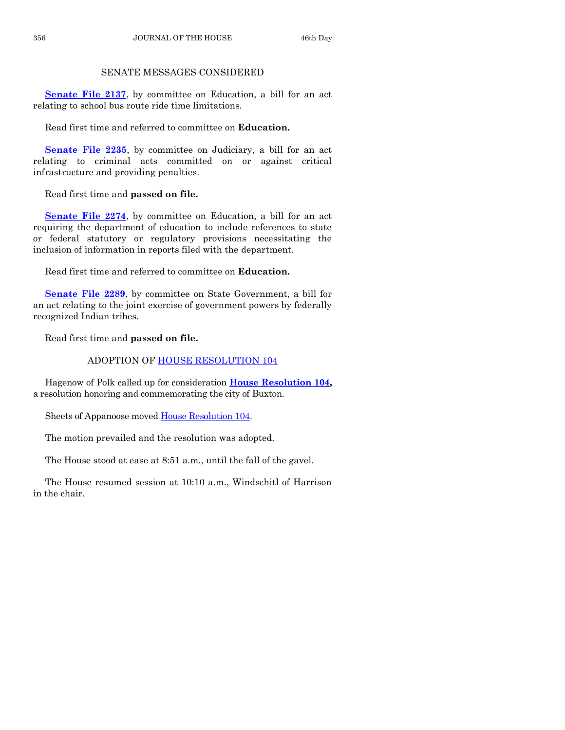## SENATE MESSAGES CONSIDERED

**Senate File 2137**, by committee on Education, a bill for an act relating to school bus route ride time limitations.

Read first time and referred to committee on **Education.**

**Senate File 2235**, by committee on Judiciary, a bill for an act relating to criminal acts committed on or against critical infrastructure and providing penalties.

Read first time and **passed on file.**

**Senate File 2274**, by committee on Education, a bill for an act requiring the department of education to include references to state or federal statutory or regulatory provisions necessitating the inclusion of information in reports filed with the department.

Read first time and referred to committee on **Education.**

**Senate File 2289**, by committee on State Government, a bill for an act relating to the joint exercise of government powers by federally recognized Indian tribes.

Read first time and **passed on file.**

## ADOPTION OF HOUSE RESOLUTION 104

Hagenow of Polk called up for consideration **House Resolution 104,** a resolution honoring and commemorating the city of Buxton.

Sheets of Appanoose moved House Resolution 104.

The motion prevailed and the resolution was adopted.

The House stood at ease at 8:51 a.m., until the fall of the gavel.

The House resumed session at 10:10 a.m., Windschitl of Harrison in the chair.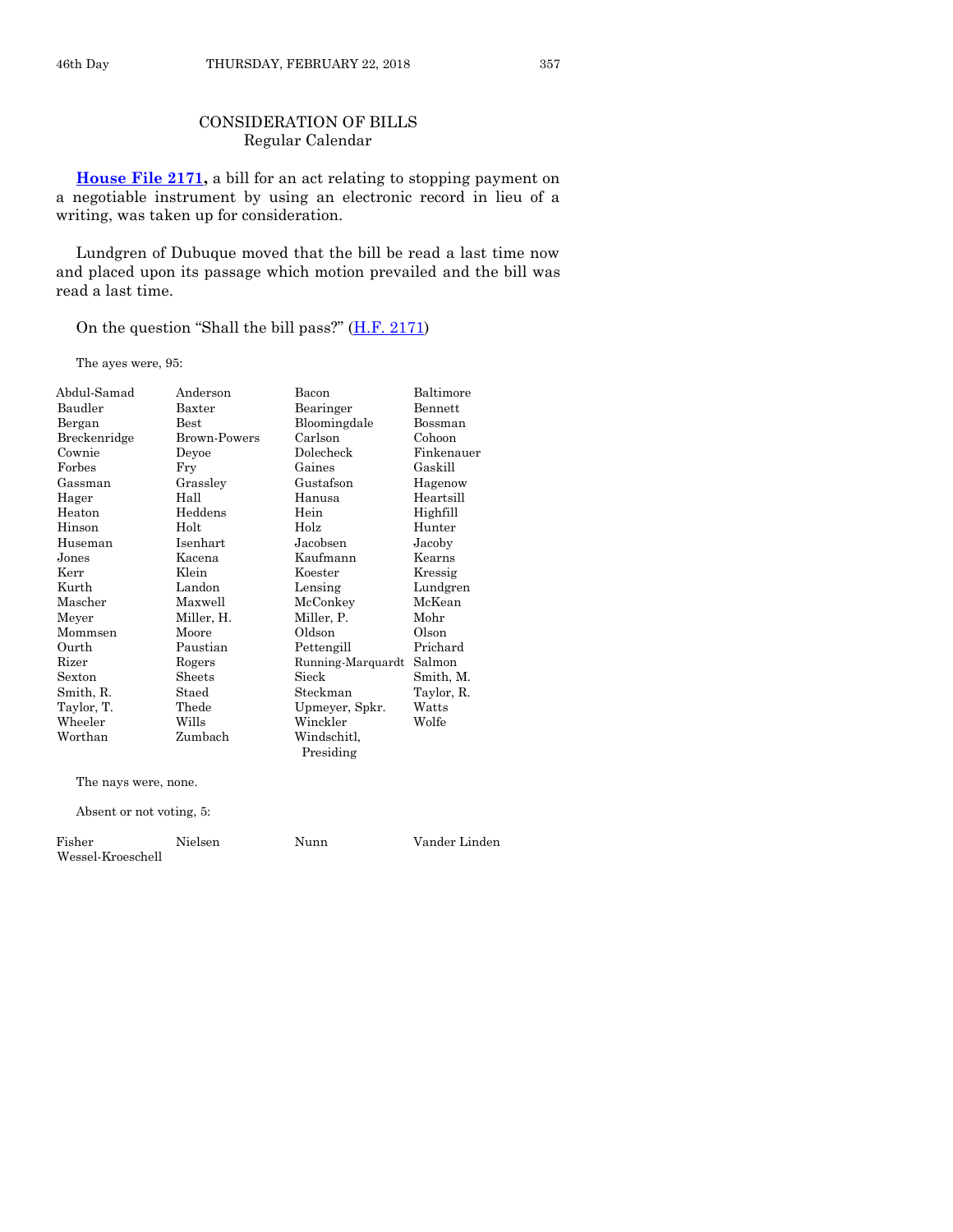## CONSIDERATION OF BILLS
Regular Calendar

**House File 2171,** a bill for an act relating to stopping payment on a negotiable instrument by using an electronic record in lieu of a writing, was taken up for consideration.

Lundgren of Dubuque moved that the bill be read a last time now and placed upon its passage which motion prevailed and the bill was read a last time.

On the question "Shall the bill pass?" (H.F. 2171)

The ayes were, 95:

| | | | |
|---|---|---|---|
| Abdul-Samad | Anderson | Bacon | Baltimore |
| Baudler | Baxter | Bearinger | Bennett |
| Bergan | Best | Bloomingdale | Bossman |
| Breckenridge | Brown-Powers | Carlson | Cohoon |
| Cownie | Deyoe | Dolecheck | Finkenauer |
| Forbes | Fry | Gaines | Gaskill |
| Gassman | Grassley | Gustafson | Hagenow |
| Hager | Hall | Hanusa | Heartsill |
| Heaton | Heddens | Hein | Highfill |
| Hinson | Holt | Holz | Hunter |
| Huseman | Isenhart | Jacobsen | Jacoby |
| Jones | Kacena | Kaufmann | Kearns |
| Kerr | Klein | Koester | Kressig |
| Kurth | Landon | Lensing | Lundgren |
| Mascher | Maxwell | McConkey | McKean |
| Meyer | Miller, H. | Miller, P. | Mohr |
| Mommsen | Moore | Oldson | Olson |
| Ourth | Paustian | Pettengill | Prichard |
| Rizer | Rogers | Running-Marquardt | Salmon |
| Sexton | Sheets | Sieck | Smith, M. |
| Smith, R. | Staed | Steckman | Taylor, R. |
| Taylor, T. | Thede | Upmeyer, Spkr. | Watts |
| Wheeler | Wills | Winckler | Wolfe |
| Worthan | Zumbach | Windschitl, Presiding | |

The nays were, none.

Absent or not voting, 5:

| | | | |
|---|---|---|---|
| Fisher | Nielsen | Nunn | Vander Linden |
| Wessel-Kroeschell | | | |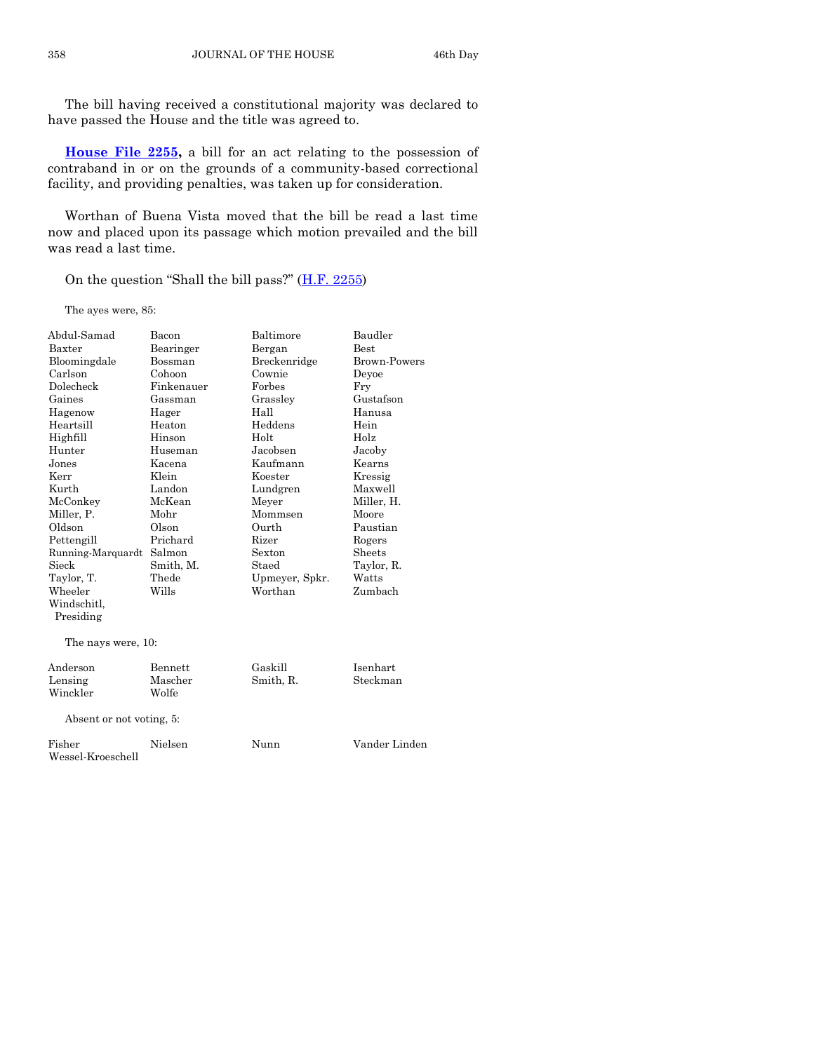The bill having received a constitutional majority was declared to have passed the House and the title was agreed to.

**House File 2255,** a bill for an act relating to the possession of contraband in or on the grounds of a community-based correctional facility, and providing penalties, was taken up for consideration.

Worthan of Buena Vista moved that the bill be read a last time now and placed upon its passage which motion prevailed and the bill was read a last time.

On the question "Shall the bill pass?" (H.F. 2255)

The ayes were, 85:

| | | | |
|---|---|---|---|
| Abdul-Samad | Bacon | Baltimore | Baudler |
| Baxter | Bearinger | Bergan | Best |
| Bloomingdale | Bossman | Breckenridge | Brown-Powers |
| Carlson | Cohoon | Cownie | Deyoe |
| Dolecheck | Finkenauer | Forbes | Fry |
| Gaines | Gassman | Grassley | Gustafson |
| Hagenow | Hager | Hall | Hanusa |
| Heartsill | Heaton | Heddens | Hein |
| Highfill | Hinson | Holt | Holz |
| Hunter | Huseman | Jacobsen | Jacoby |
| Jones | Kacena | Kaufmann | Kearns |
| Kerr | Klein | Koester | Kressig |
| Kurth | Landon | Lundgren | Maxwell |
| McConkey | McKean | Meyer | Miller, H. |
| Miller, P. | Mohr | Mommsen | Moore |
| Oldson | Olson | Ourth | Paustian |
| Pettengill | Prichard | Rizer | Rogers |
| Running-Marquardt | Salmon | Sexton | Sheets |
| Sieck | Smith, M. | Staed | Taylor, R. |
| Taylor, T. | Thede | Upmeyer, Spkr. | Watts |
| Wheeler | Wills | Worthan | Zumbach |
| Windschitl, Presiding | | | |

The nays were, 10:

| | | | |
|---|---|---|---|
| Anderson | Bennett | Gaskill | Isenhart |
| Lensing | Mascher | Smith, R. | Steckman |
| Winckler | Wolfe | | |

Absent or not voting, 5:

| | | | |
|---|---|---|---|
| Fisher | Nielsen | Nunn | Vander Linden |
| Wessel-Kroeschell | | | |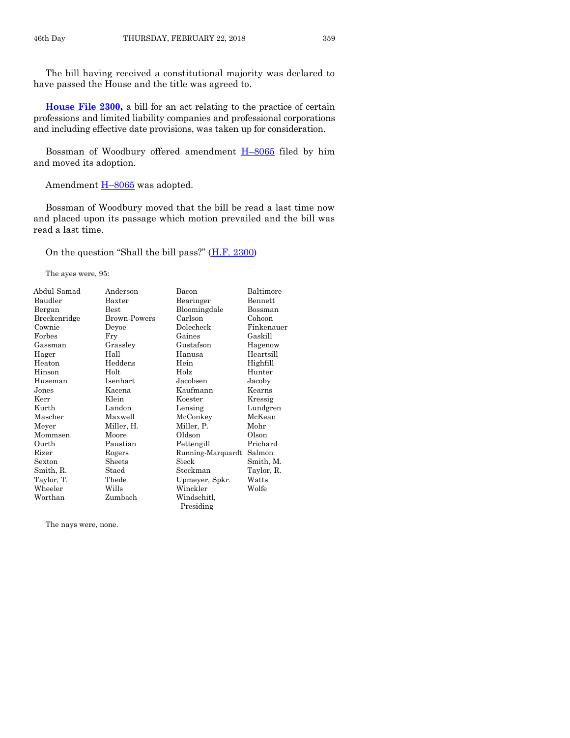The bill having received a constitutional majority was declared to have passed the House and the title was agreed to.

**House File 2300,** a bill for an act relating to the practice of certain professions and limited liability companies and professional corporations and including effective date provisions, was taken up for consideration.

Bossman of Woodbury offered amendment H–8065 filed by him and moved its adoption.

Amendment H–8065 was adopted.

Bossman of Woodbury moved that the bill be read a last time now and placed upon its passage which motion prevailed and the bill was read a last time.

On the question "Shall the bill pass?" (H.F. 2300)

The ayes were, 95:

| | | | |
|---|---|---|---|
| Abdul-Samad | Anderson | Bacon | Baltimore |
| Baudler | Baxter | Bearinger | Bennett |
| Bergan | Best | Bloomingdale | Bossman |
| Breckenridge | Brown-Powers | Carlson | Cohoon |
| Cownie | Deyoe | Dolecheck | Finkenauer |
| Forbes | Fry | Gaines | Gaskill |
| Gassman | Grassley | Gustafson | Hagenow |
| Hager | Hall | Hanusa | Heartsill |
| Heaton | Heddens | Hein | Highfill |
| Hinson | Holt | Holz | Hunter |
| Huseman | Isenhart | Jacobsen | Jacoby |
| Jones | Kacena | Kaufmann | Kearns |
| Kerr | Klein | Koester | Kressig |
| Kurth | Landon | Lensing | Lundgren |
| Mascher | Maxwell | McConkey | McKean |
| Meyer | Miller, H. | Miller, P. | Mohr |
| Mommsen | Moore | Oldson | Olson |
| Ourth | Paustian | Pettengill | Prichard |
| Rizer | Rogers | Running-Marquardt | Salmon |
| Sexton | Sheets | Sieck | Smith, M. |
| Smith, R. | Staed | Steckman | Taylor, R. |
| Taylor, T. | Thede | Upmeyer, Spkr. | Watts |
| Wheeler | Wills | Winckler | Wolfe |
| Worthan | Zumbach | Windschitl, Presiding | |

The nays were, none.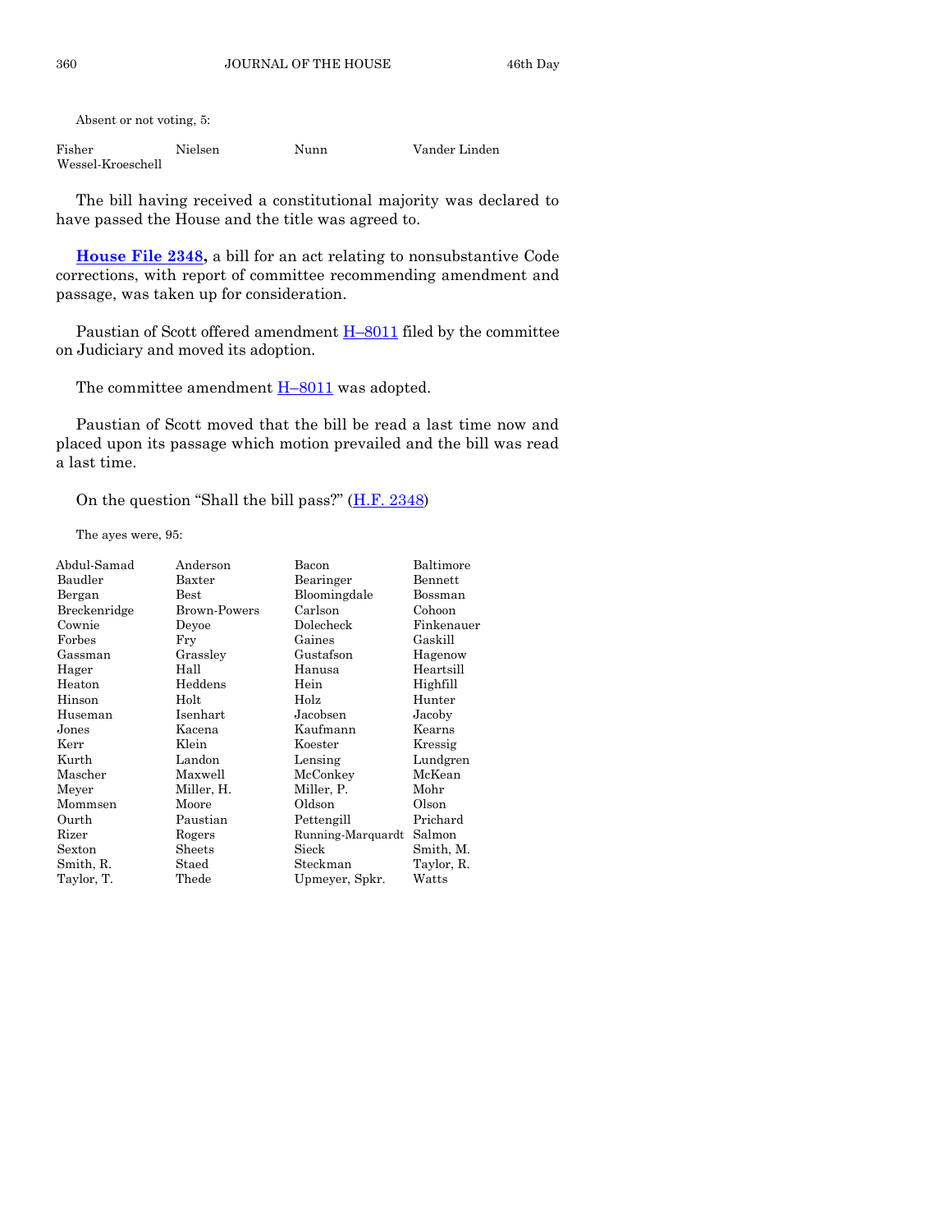Absent or not voting, 5:

| | | | |
|---|---|---|---|
| Fisher | Nielsen | Nunn | Vander Linden |
| Wessel-Kroeschell | | | |

The bill having received a constitutional majority was declared to have passed the House and the title was agreed to.

**House File 2348,** a bill for an act relating to nonsubstantive Code corrections, with report of committee recommending amendment and passage, was taken up for consideration.

Paustian of Scott offered amendment H–8011 filed by the committee on Judiciary and moved its adoption.

The committee amendment H–8011 was adopted.

Paustian of Scott moved that the bill be read a last time now and placed upon its passage which motion prevailed and the bill was read a last time.

On the question "Shall the bill pass?" (H.F. 2348)

The ayes were, 95:

| | | | |
|---|---|---|---|
| Abdul-Samad | Anderson | Bacon | Baltimore |
| Baudler | Baxter | Bearinger | Bennett |
| Bergan | Best | Bloomingdale | Bossman |
| Breckenridge | Brown-Powers | Carlson | Cohoon |
| Cownie | Deyoe | Dolecheck | Finkenauer |
| Forbes | Fry | Gaines | Gaskill |
| Gassman | Grassley | Gustafson | Hagenow |
| Hager | Hall | Hanusa | Heartsill |
| Heaton | Heddens | Hein | Highfill |
| Hinson | Holt | Holz | Hunter |
| Huseman | Isenhart | Jacobsen | Jacoby |
| Jones | Kacena | Kaufmann | Kearns |
| Kerr | Klein | Koester | Kressig |
| Kurth | Landon | Lensing | Lundgren |
| Mascher | Maxwell | McConkey | McKean |
| Meyer | Miller, H. | Miller, P. | Mohr |
| Mommsen | Moore | Oldson | Olson |
| Ourth | Paustian | Pettengill | Prichard |
| Rizer | Rogers | Running-Marquardt | Salmon |
| Sexton | Sheets | Sieck | Smith, M. |
| Smith, R. | Staed | Steckman | Taylor, R. |
| Taylor, T. | Thede | Upmeyer, Spkr. | Watts |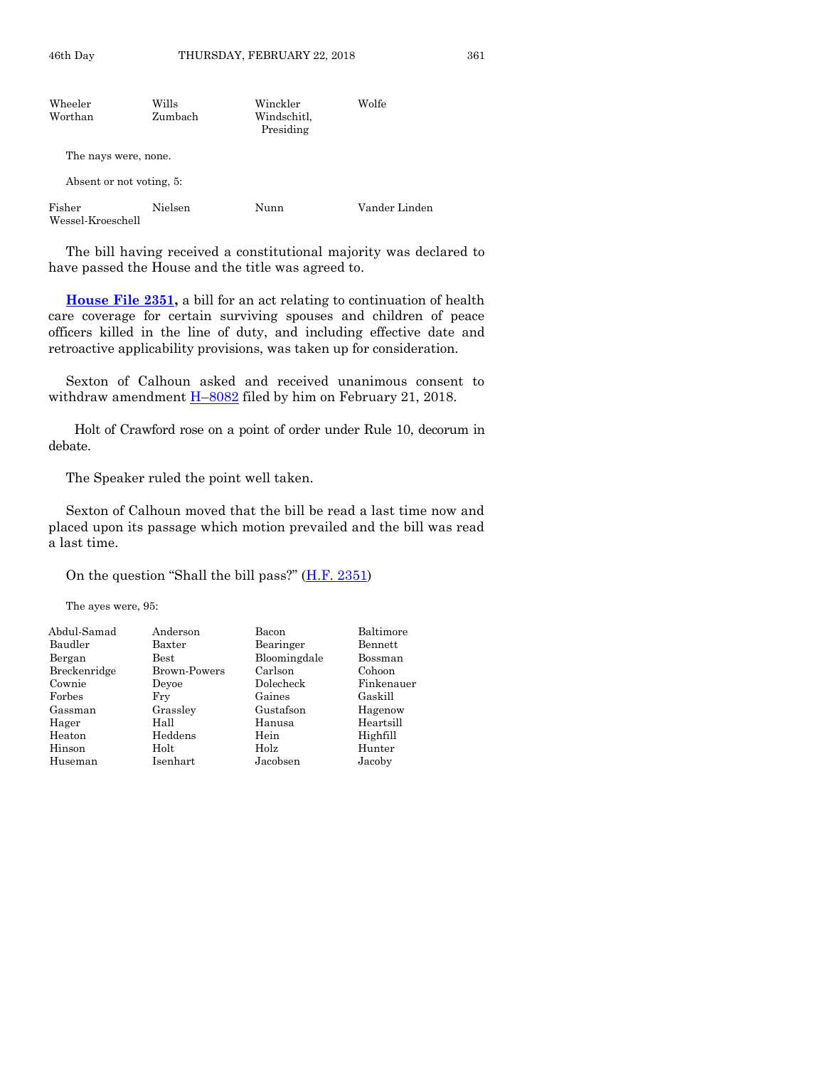| | | | |
|---|---|---|---|
| Wheeler | Wills | Winckler | Wolfe |
| Worthan | Zumbach | Windschitl, Presiding | |

The nays were, none.

Absent or not voting, 5:

| | | | |
|---|---|---|---|
| Fisher | Nielsen | Nunn | Vander Linden |
| Wessel-Kroeschell | | | |

The bill having received a constitutional majority was declared to have passed the House and the title was agreed to.

**House File 2351,** a bill for an act relating to continuation of health care coverage for certain surviving spouses and children of peace officers killed in the line of duty, and including effective date and retroactive applicability provisions, was taken up for consideration.

Sexton of Calhoun asked and received unanimous consent to withdraw amendment H–8082 filed by him on February 21, 2018.

Holt of Crawford rose on a point of order under Rule 10, decorum in debate.

The Speaker ruled the point well taken.

Sexton of Calhoun moved that the bill be read a last time now and placed upon its passage which motion prevailed and the bill was read a last time.

On the question "Shall the bill pass?" (H.F. 2351)

The ayes were, 95:

| | | | |
|---|---|---|---|
| Abdul-Samad | Anderson | Bacon | Baltimore |
| Baudler | Baxter | Bearinger | Bennett |
| Bergan | Best | Bloomingdale | Bossman |
| Breckenridge | Brown-Powers | Carlson | Cohoon |
| Cownie | Deyoe | Dolecheck | Finkenauer |
| Forbes | Fry | Gaines | Gaskill |
| Gassman | Grassley | Gustafson | Hagenow |
| Hager | Hall | Hanusa | Heartsill |
| Heaton | Heddens | Hein | Highfill |
| Hinson | Holt | Holz | Hunter |
| Huseman | Isenhart | Jacobsen | Jacoby |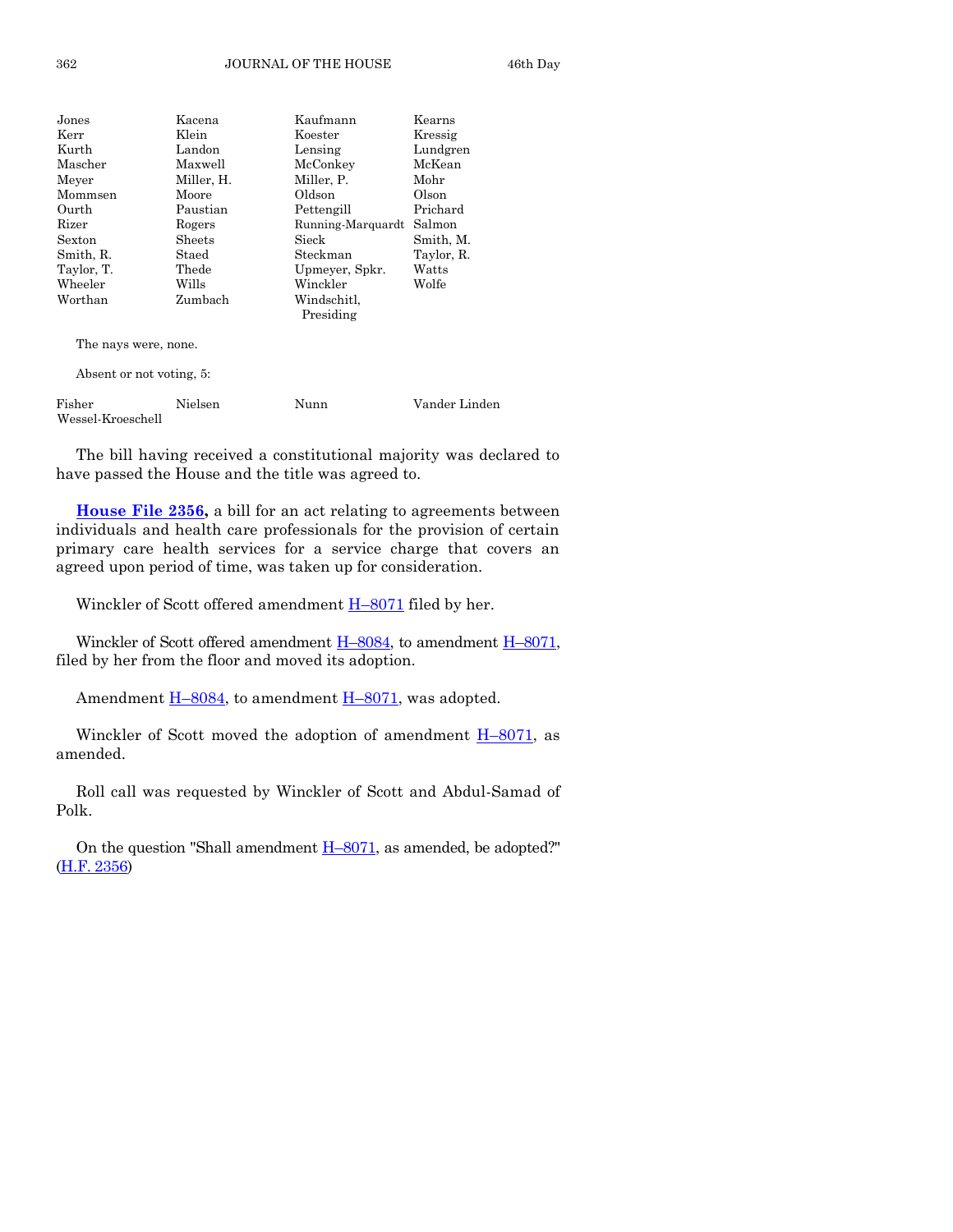| | | | |
|---|---|---|---|
| Jones | Kacena | Kaufmann | Kearns |
| Kerr | Klein | Koester | Kressig |
| Kurth | Landon | Lensing | Lundgren |
| Mascher | Maxwell | McConkey | McKean |
| Meyer | Miller, H. | Miller, P. | Mohr |
| Mommsen | Moore | Oldson | Olson |
| Ourth | Paustian | Pettengill | Prichard |
| Rizer | Rogers | Running-Marquardt | Salmon |
| Sexton | Sheets | Sieck | Smith, M. |
| Smith, R. | Staed | Steckman | Taylor, R. |
| Taylor, T. | Thede | Upmeyer, Spkr. | Watts |
| Wheeler | Wills | Winckler | Wolfe |
| Worthan | Zumbach | Windschitl, Presiding | |

The nays were, none.

Absent or not voting, 5:

| | | | |
|---|---|---|---|
| Fisher | Nielsen | Nunn | Vander Linden |
| Wessel-Kroeschell | | | |

The bill having received a constitutional majority was declared to have passed the House and the title was agreed to.

**House File 2356,** a bill for an act relating to agreements between individuals and health care professionals for the provision of certain primary care health services for a service charge that covers an agreed upon period of time, was taken up for consideration.

Winckler of Scott offered amendment H–8071 filed by her.

Winckler of Scott offered amendment H–8084, to amendment H–8071, filed by her from the floor and moved its adoption.

Amendment H–8084, to amendment H–8071, was adopted.

Winckler of Scott moved the adoption of amendment H–8071, as amended.

Roll call was requested by Winckler of Scott and Abdul-Samad of Polk.

On the question "Shall amendment H–8071, as amended, be adopted?" (H.F. 2356)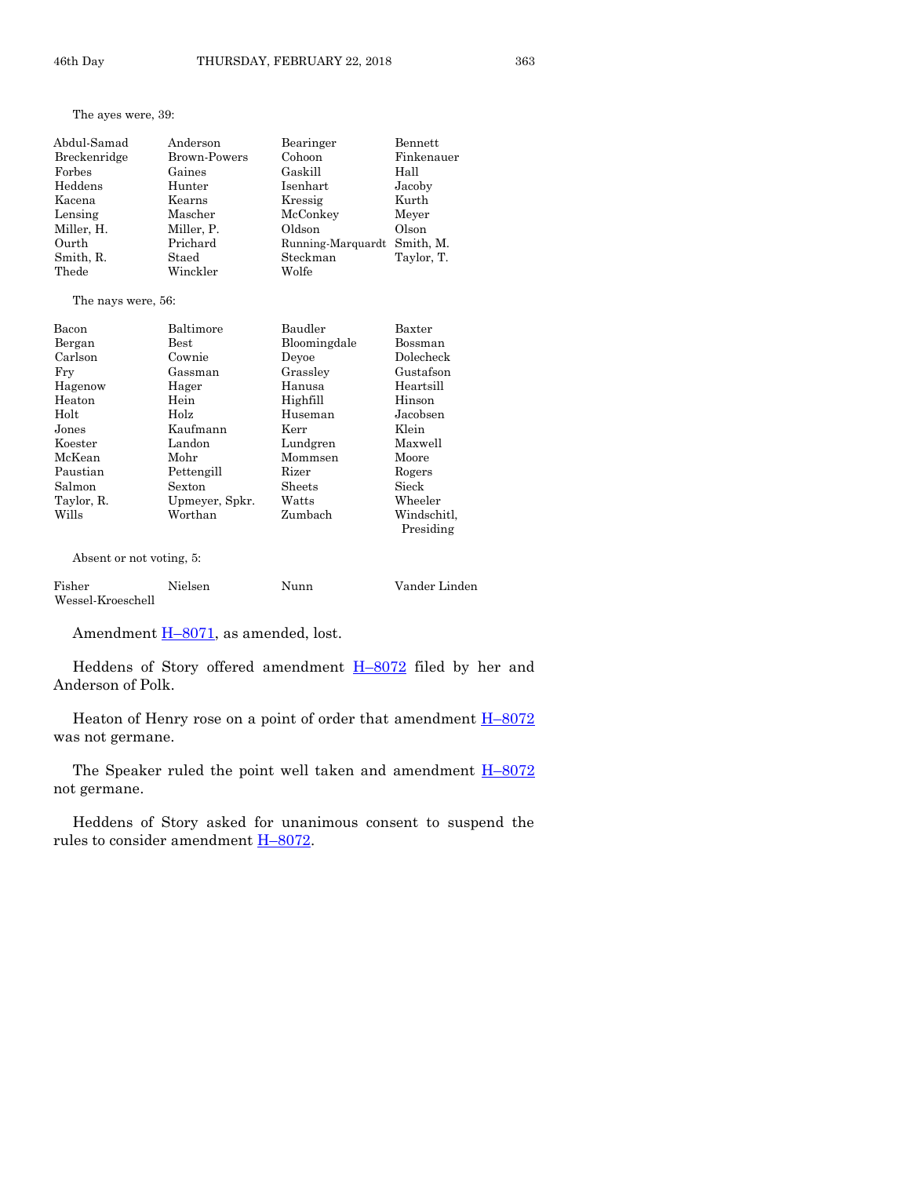The ayes were, 39:

| | | | |
|---|---|---|---|
| Abdul-Samad | Anderson | Bearinger | Bennett |
| Breckenridge | Brown-Powers | Cohoon | Finkenauer |
| Forbes | Gaines | Gaskill | Hall |
| Heddens | Hunter | Isenhart | Jacoby |
| Kacena | Kearns | Kressig | Kurth |
| Lensing | Mascher | McConkey | Meyer |
| Miller, H. | Miller, P. | Oldson | Olson |
| Ourth | Prichard | Running-Marquardt | Smith, M. |
| Smith, R. | Staed | Steckman | Taylor, T. |
| Thede | Winckler | Wolfe | |

The nays were, 56:

| | | | |
|---|---|---|---|
| Bacon | Baltimore | Baudler | Baxter |
| Bergan | Best | Bloomingdale | Bossman |
| Carlson | Cownie | Deyoe | Dolecheck |
| Fry | Gassman | Grassley | Gustafson |
| Hagenow | Hager | Hanusa | Heartsill |
| Heaton | Hein | Highfill | Hinson |
| Holt | Holz | Huseman | Jacobsen |
| Jones | Kaufmann | Kerr | Klein |
| Koester | Landon | Lundgren | Maxwell |
| McKean | Mohr | Mommsen | Moore |
| Paustian | Pettengill | Rizer | Rogers |
| Salmon | Sexton | Sheets | Sieck |
| Taylor, R. | Upmeyer, Spkr. | Watts | Wheeler |
| Wills | Worthan | Zumbach | Windschitl, Presiding |

Absent or not voting, 5:

| | | | |
|---|---|---|---|
| Fisher | Nielsen | Nunn | Vander Linden |
| Wessel-Kroeschell | | | |

Amendment H–8071, as amended, lost.

Heddens of Story offered amendment H–8072 filed by her and Anderson of Polk.

Heaton of Henry rose on a point of order that amendment H–8072 was not germane.

The Speaker ruled the point well taken and amendment H–8072 not germane.

Heddens of Story asked for unanimous consent to suspend the rules to consider amendment H–8072.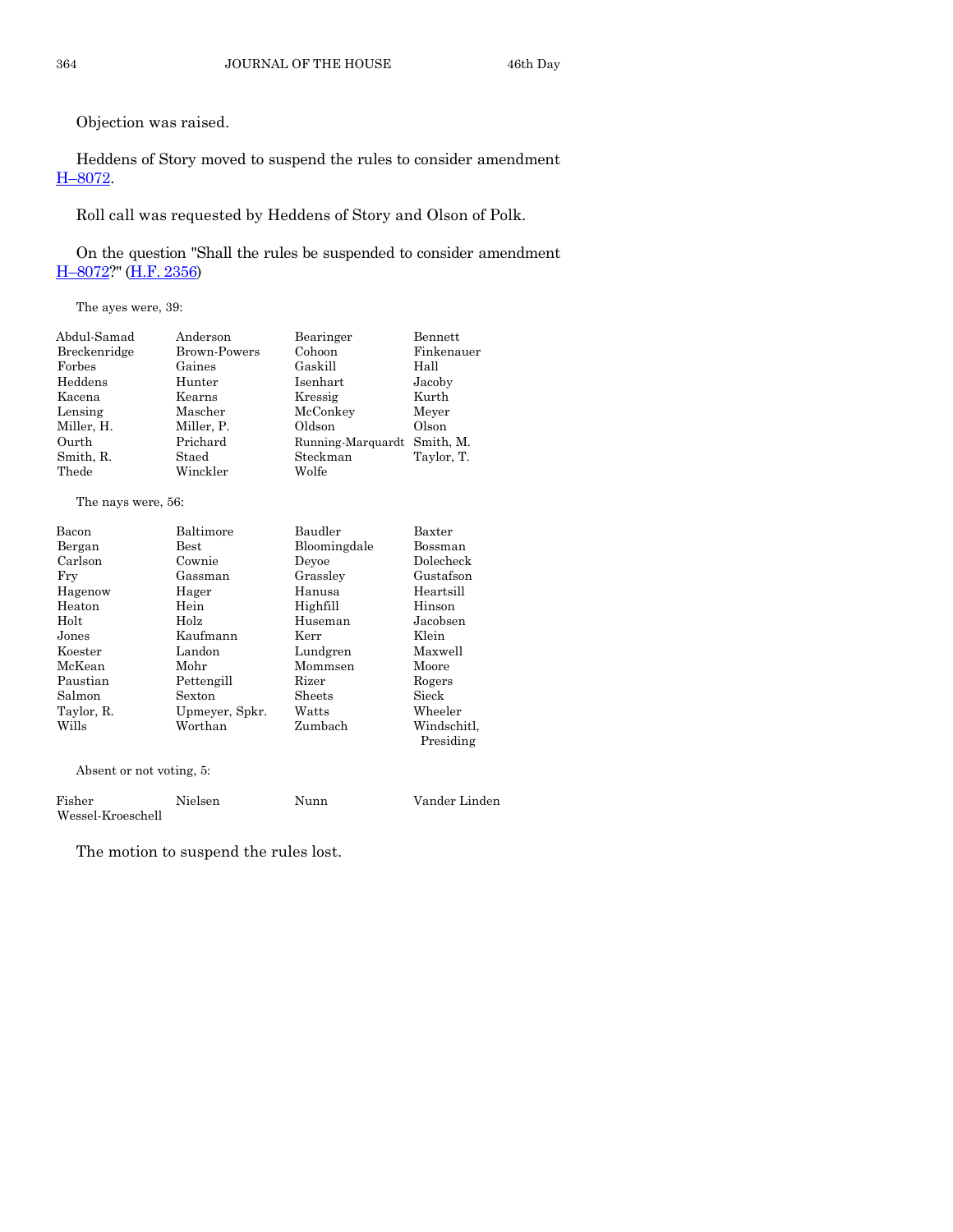Objection was raised.

Heddens of Story moved to suspend the rules to consider amendment H–8072.

Roll call was requested by Heddens of Story and Olson of Polk.

On the question "Shall the rules be suspended to consider amendment H–8072?" (H.F. 2356)

The ayes were, 39:

| | | | |
|---|---|---|---|
| Abdul-Samad | Anderson | Bearinger | Bennett |
| Breckenridge | Brown-Powers | Cohoon | Finkenauer |
| Forbes | Gaines | Gaskill | Hall |
| Heddens | Hunter | Isenhart | Jacoby |
| Kacena | Kearns | Kressig | Kurth |
| Lensing | Mascher | McConkey | Meyer |
| Miller, H. | Miller, P. | Oldson | Olson |
| Ourth | Prichard | Running-Marquardt | Smith, M. |
| Smith, R. | Staed | Steckman | Taylor, T. |
| Thede | Winckler | Wolfe | |

The nays were, 56:

| | | | |
|---|---|---|---|
| Bacon | Baltimore | Baudler | Baxter |
| Bergan | Best | Bloomingdale | Bossman |
| Carlson | Cownie | Deyoe | Dolecheck |
| Fry | Gassman | Grassley | Gustafson |
| Hagenow | Hager | Hanusa | Heartsill |
| Heaton | Hein | Highfill | Hinson |
| Holt | Holz | Huseman | Jacobsen |
| Jones | Kaufmann | Kerr | Klein |
| Koester | Landon | Lundgren | Maxwell |
| McKean | Mohr | Mommsen | Moore |
| Paustian | Pettengill | Rizer | Rogers |
| Salmon | Sexton | Sheets | Sieck |
| Taylor, R. | Upmeyer, Spkr. | Watts | Wheeler |
| Wills | Worthan | Zumbach | Windschitl, Presiding |

Absent or not voting, 5:

| | | | |
|---|---|---|---|
| Fisher | Nielsen | Nunn | Vander Linden |
| Wessel-Kroeschell | | | |

The motion to suspend the rules lost.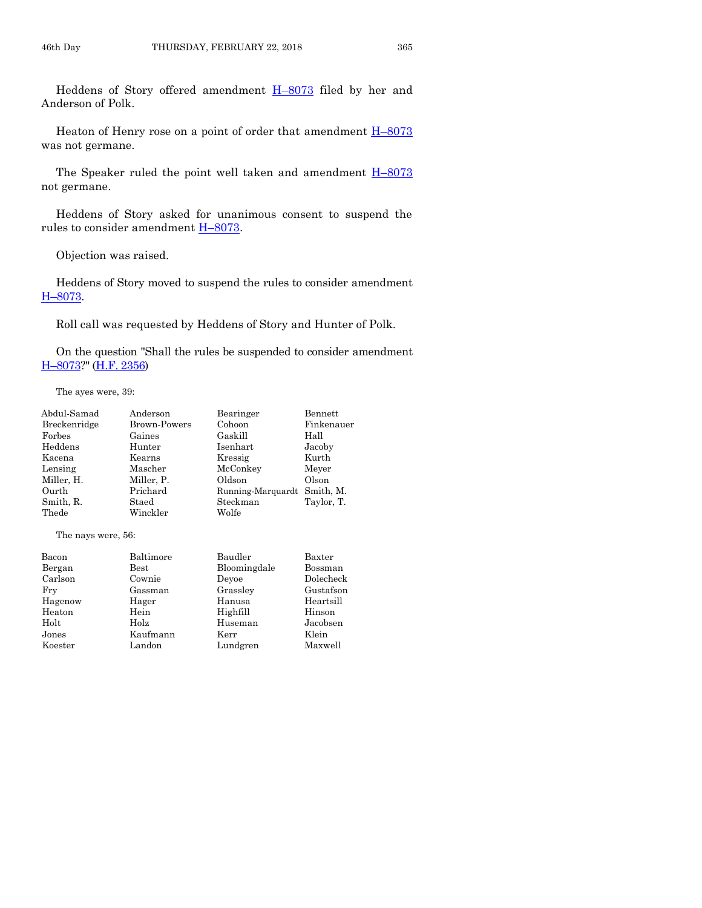Heddens of Story offered amendment H–8073 filed by her and Anderson of Polk.

Heaton of Henry rose on a point of order that amendment H–8073 was not germane.

The Speaker ruled the point well taken and amendment H–8073 not germane.

Heddens of Story asked for unanimous consent to suspend the rules to consider amendment H–8073.

Objection was raised.

Heddens of Story moved to suspend the rules to consider amendment H–8073.

Roll call was requested by Heddens of Story and Hunter of Polk.

On the question "Shall the rules be suspended to consider amendment H–8073?" (H.F. 2356)

The ayes were, 39:

| | | | |
|---|---|---|---|
| Abdul-Samad | Anderson | Bearinger | Bennett |
| Breckenridge | Brown-Powers | Cohoon | Finkenauer |
| Forbes | Gaines | Gaskill | Hall |
| Heddens | Hunter | Isenhart | Jacoby |
| Kacena | Kearns | Kressig | Kurth |
| Lensing | Mascher | McConkey | Meyer |
| Miller, H. | Miller, P. | Oldson | Olson |
| Ourth | Prichard | Running-Marquardt | Smith, M. |
| Smith, R. | Staed | Steckman | Taylor, T. |
| Thede | Winckler | Wolfe | |

The nays were, 56:

| | | | |
|---|---|---|---|
| Bacon | Baltimore | Baudler | Baxter |
| Bergan | Best | Bloomingdale | Bossman |
| Carlson | Cownie | Deyoe | Dolecheck |
| Fry | Gassman | Grassley | Gustafson |
| Hagenow | Hager | Hanusa | Heartsill |
| Heaton | Hein | Highfill | Hinson |
| Holt | Holz | Huseman | Jacobsen |
| Jones | Kaufmann | Kerr | Klein |
| Koester | Landon | Lundgren | Maxwell |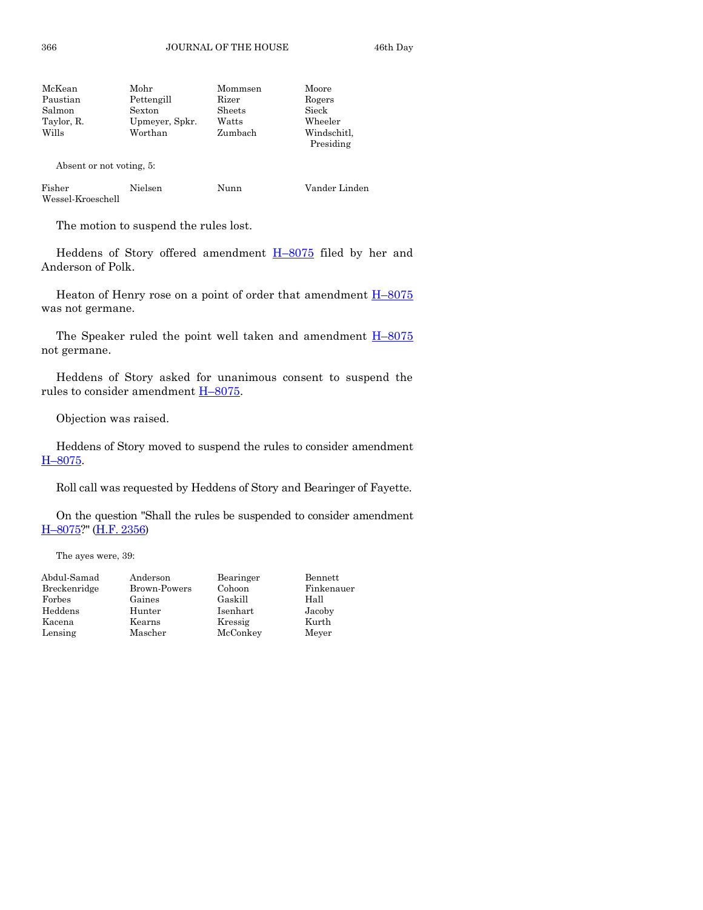| | | | |
|---|---|---|---|
| McKean | Mohr | Mommsen | Moore |
| Paustian | Pettengill | Rizer | Rogers |
| Salmon | Sexton | Sheets | Sieck |
| Taylor, R. | Upmeyer, Spkr. | Watts | Wheeler |
| Wills | Worthan | Zumbach | Windschitl, Presiding |

Absent or not voting, 5:

| | | | |
|---|---|---|---|
| Fisher | Nielsen | Nunn | Vander Linden |
| Wessel-Kroeschell | | | |

The motion to suspend the rules lost.

Heddens of Story offered amendment H–8075 filed by her and Anderson of Polk.

Heaton of Henry rose on a point of order that amendment H–8075 was not germane.

The Speaker ruled the point well taken and amendment H–8075 not germane.

Heddens of Story asked for unanimous consent to suspend the rules to consider amendment H–8075.

Objection was raised.

Heddens of Story moved to suspend the rules to consider amendment H–8075.

Roll call was requested by Heddens of Story and Bearinger of Fayette.

On the question "Shall the rules be suspended to consider amendment H–8075?" (H.F. 2356)

The ayes were, 39:

| | | | |
|---|---|---|---|
| Abdul-Samad | Anderson | Bearinger | Bennett |
| Breckenridge | Brown-Powers | Cohoon | Finkenauer |
| Forbes | Gaines | Gaskill | Hall |
| Heddens | Hunter | Isenhart | Jacoby |
| Kacena | Kearns | Kressig | Kurth |
| Lensing | Mascher | McConkey | Meyer |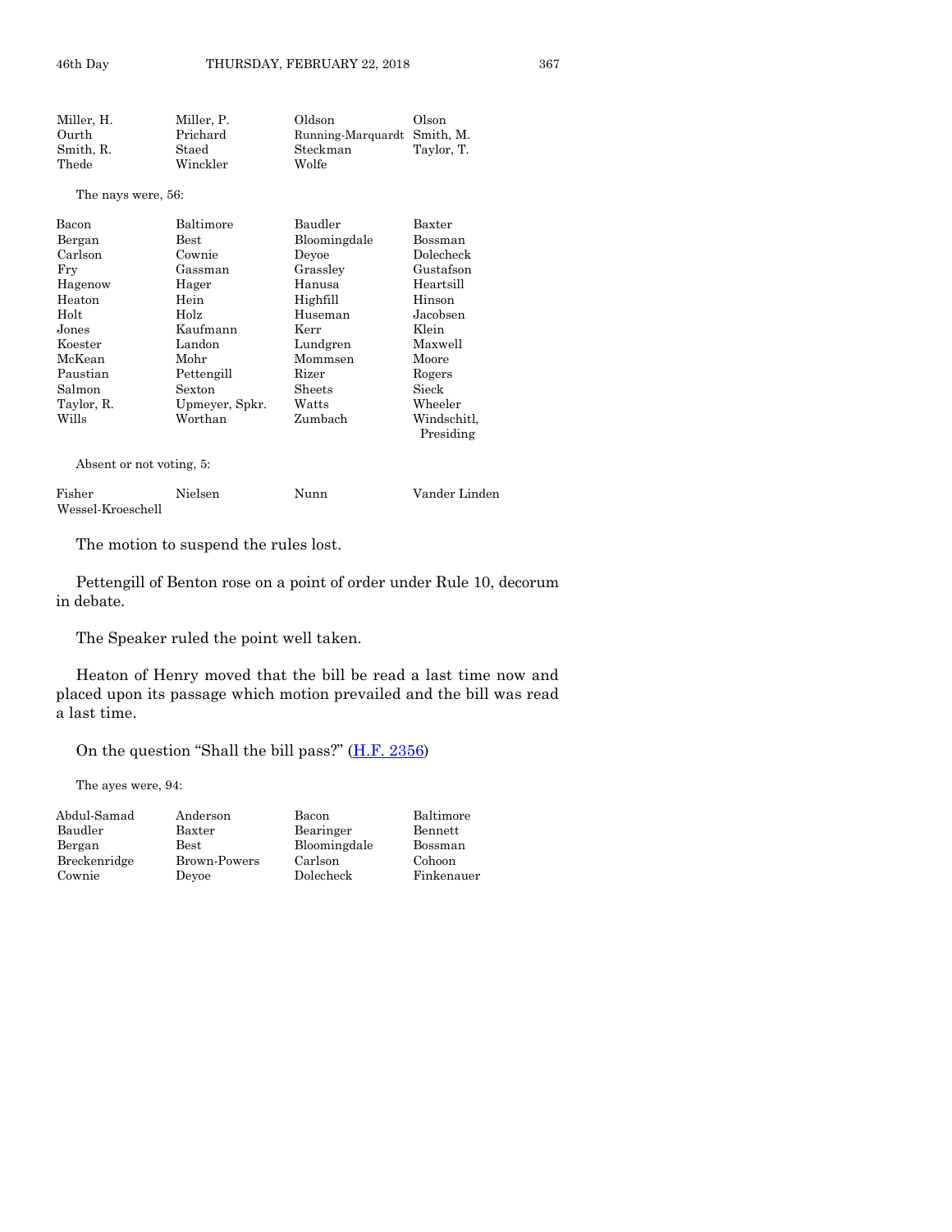| | | | |
|---|---|---|---|
| Miller, H. | Miller, P. | Oldson | Olson |
| Ourth | Prichard | Running-Marquardt | Smith, M. |
| Smith, R. | Staed | Steckman | Taylor, T. |
| Thede | Winckler | Wolfe | |

The nays were, 56:

| | | | |
|---|---|---|---|
| Bacon | Baltimore | Baudler | Baxter |
| Bergan | Best | Bloomingdale | Bossman |
| Carlson | Cownie | Deyoe | Dolecheck |
| Fry | Gassman | Grassley | Gustafson |
| Hagenow | Hager | Hanusa | Heartsill |
| Heaton | Hein | Highfill | Hinson |
| Holt | Holz | Huseman | Jacobsen |
| Jones | Kaufmann | Kerr | Klein |
| Koester | Landon | Lundgren | Maxwell |
| McKean | Mohr | Mommsen | Moore |
| Paustian | Pettengill | Rizer | Rogers |
| Salmon | Sexton | Sheets | Sieck |
| Taylor, R. | Upmeyer, Spkr. | Watts | Wheeler |
| Wills | Worthan | Zumbach | Windschitl, Presiding |

Absent or not voting, 5:

| | | | |
|---|---|---|---|
| Fisher | Nielsen | Nunn | Vander Linden |
| Wessel-Kroeschell | | | |

The motion to suspend the rules lost.

Pettengill of Benton rose on a point of order under Rule 10, decorum in debate.

The Speaker ruled the point well taken.

Heaton of Henry moved that the bill be read a last time now and placed upon its passage which motion prevailed and the bill was read a last time.

On the question "Shall the bill pass?" (H.F. 2356)

The ayes were, 94:

| | | | |
|---|---|---|---|
| Abdul-Samad | Anderson | Bacon | Baltimore |
| Baudler | Baxter | Bearinger | Bennett |
| Bergan | Best | Bloomingdale | Bossman |
| Breckenridge | Brown-Powers | Carlson | Cohoon |
| Cownie | Deyoe | Dolecheck | Finkenauer |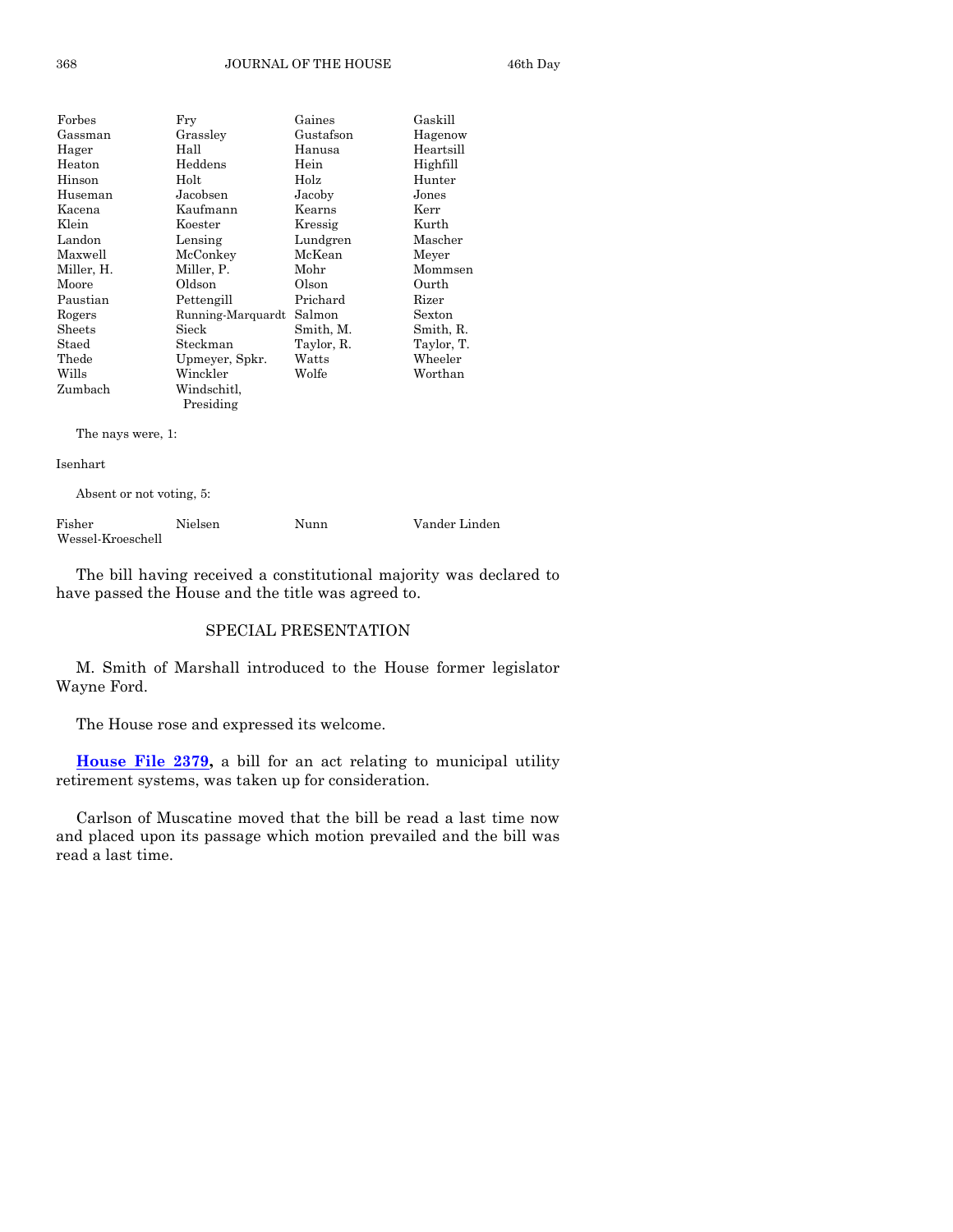| | | | |
|---|---|---|---|
| Forbes | Fry | Gaines | Gaskill |
| Gassman | Grassley | Gustafson | Hagenow |
| Hager | Hall | Hanusa | Heartsill |
| Heaton | Heddens | Hein | Highfill |
| Hinson | Holt | Holz | Hunter |
| Huseman | Jacobsen | Jacoby | Jones |
| Kacena | Kaufmann | Kearns | Kerr |
| Klein | Koester | Kressig | Kurth |
| Landon | Lensing | Lundgren | Mascher |
| Maxwell | McConkey | McKean | Meyer |
| Miller, H. | Miller, P. | Mohr | Mommsen |
| Moore | Oldson | Olson | Ourth |
| Paustian | Pettengill | Prichard | Rizer |
| Rogers | Running-Marquardt | Salmon | Sexton |
| Sheets | Sieck | Smith, M. | Smith, R. |
| Staed | Steckman | Taylor, R. | Taylor, T. |
| Thede | Upmeyer, Spkr. | Watts | Wheeler |
| Wills | Winckler | Wolfe | Worthan |
| Zumbach | Windschitl, Presiding | | |

The nays were, 1:

Isenhart

Absent or not voting, 5:

| | | | |
|---|---|---|---|
| Fisher | Nielsen | Nunn | Vander Linden |
| Wessel-Kroeschell | | | |

The bill having received a constitutional majority was declared to have passed the House and the title was agreed to.

## SPECIAL PRESENTATION

M. Smith of Marshall introduced to the House former legislator Wayne Ford.

The House rose and expressed its welcome.

**House File 2379,** a bill for an act relating to municipal utility retirement systems, was taken up for consideration.

Carlson of Muscatine moved that the bill be read a last time now and placed upon its passage which motion prevailed and the bill was read a last time.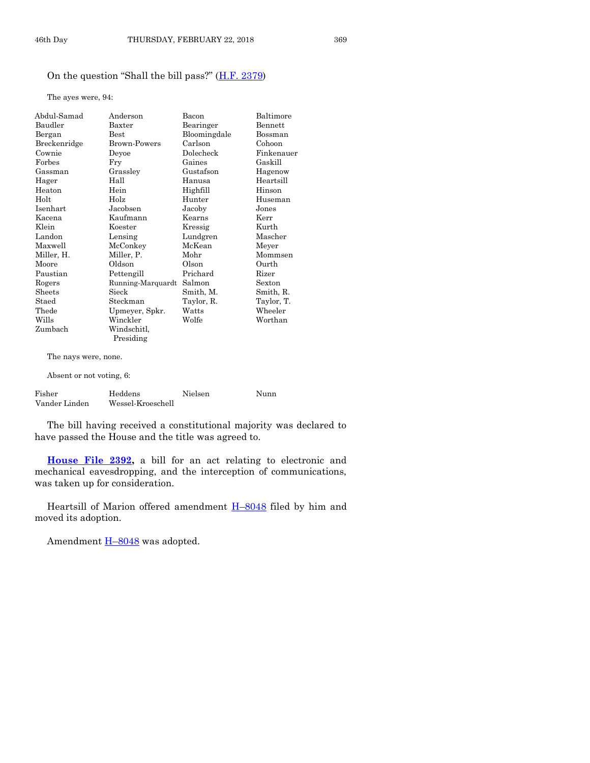On the question "Shall the bill pass?" (H.F. 2379)

The ayes were, 94:

| | | | |
|---|---|---|---|
| Abdul-Samad | Anderson | Bacon | Baltimore |
| Baudler | Baxter | Bearinger | Bennett |
| Bergan | Best | Bloomingdale | Bossman |
| Breckenridge | Brown-Powers | Carlson | Cohoon |
| Cownie | Deyoe | Dolecheck | Finkenauer |
| Forbes | Fry | Gaines | Gaskill |
| Gassman | Grassley | Gustafson | Hagenow |
| Hager | Hall | Hanusa | Heartsill |
| Heaton | Hein | Highfill | Hinson |
| Holt | Holz | Hunter | Huseman |
| Isenhart | Jacobsen | Jacoby | Jones |
| Kacena | Kaufmann | Kearns | Kerr |
| Klein | Koester | Kressig | Kurth |
| Landon | Lensing | Lundgren | Mascher |
| Maxwell | McConkey | McKean | Meyer |
| Miller, H. | Miller, P. | Mohr | Mommsen |
| Moore | Oldson | Olson | Ourth |
| Paustian | Pettengill | Prichard | Rizer |
| Rogers | Running-Marquardt | Salmon | Sexton |
| Sheets | Sieck | Smith, M. | Smith, R. |
| Staed | Steckman | Taylor, R. | Taylor, T. |
| Thede | Upmeyer, Spkr. | Watts | Wheeler |
| Wills | Winckler | Wolfe | Worthan |
| Zumbach | Windschitl, Presiding | | |

The nays were, none.

Absent or not voting, 6:

| | | | |
|---|---|---|---|
| Fisher | Heddens | Nielsen | Nunn |
| Vander Linden | Wessel-Kroeschell | | |

The bill having received a constitutional majority was declared to have passed the House and the title was agreed to.

**House File 2392,** a bill for an act relating to electronic and mechanical eavesdropping, and the interception of communications, was taken up for consideration.

Heartsill of Marion offered amendment H–8048 filed by him and moved its adoption.

Amendment H–8048 was adopted.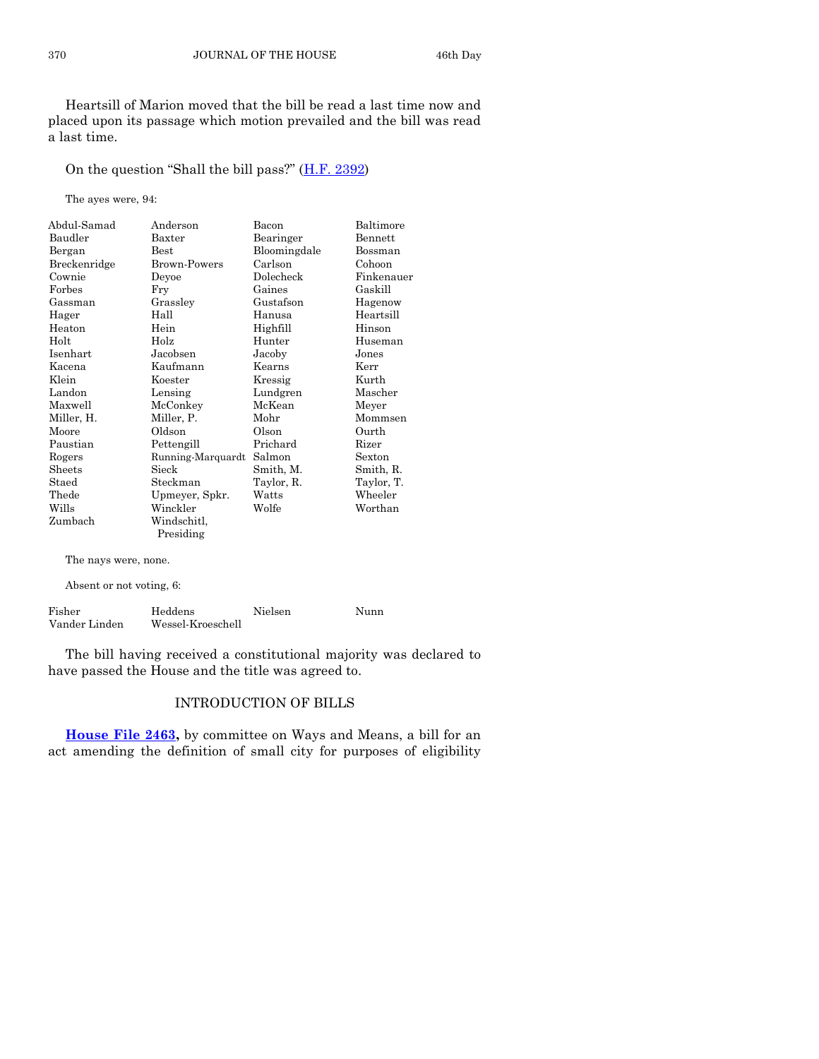Heartsill of Marion moved that the bill be read a last time now and placed upon its passage which motion prevailed and the bill was read a last time.

On the question "Shall the bill pass?" (H.F. 2392)

The ayes were, 94:

| | | | |
|---|---|---|---|
| Abdul-Samad | Anderson | Bacon | Baltimore |
| Baudler | Baxter | Bearinger | Bennett |
| Bergan | Best | Bloomingdale | Bossman |
| Breckenridge | Brown-Powers | Carlson | Cohoon |
| Cownie | Deyoe | Dolecheck | Finkenauer |
| Forbes | Fry | Gaines | Gaskill |
| Gassman | Grassley | Gustafson | Hagenow |
| Hager | Hall | Hanusa | Heartsill |
| Heaton | Hein | Highfill | Hinson |
| Holt | Holz | Hunter | Huseman |
| Isenhart | Jacobsen | Jacoby | Jones |
| Kacena | Kaufmann | Kearns | Kerr |
| Klein | Koester | Kressig | Kurth |
| Landon | Lensing | Lundgren | Mascher |
| Maxwell | McConkey | McKean | Meyer |
| Miller, H. | Miller, P. | Mohr | Mommsen |
| Moore | Oldson | Olson | Ourth |
| Paustian | Pettengill | Prichard | Rizer |
| Rogers | Running-Marquardt | Salmon | Sexton |
| Sheets | Sieck | Smith, M. | Smith, R. |
| Staed | Steckman | Taylor, R. | Taylor, T. |
| Thede | Upmeyer, Spkr. | Watts | Wheeler |
| Wills | Winckler | Wolfe | Worthan |
| Zumbach | Windschitl, Presiding | | |

The nays were, none.

Absent or not voting, 6:

| | | | |
|---|---|---|---|
| Fisher | Heddens | Nielsen | Nunn |
| Vander Linden | Wessel-Kroeschell | | |

The bill having received a constitutional majority was declared to have passed the House and the title was agreed to.

## INTRODUCTION OF BILLS

**House File 2463,** by committee on Ways and Means, a bill for an act amending the definition of small city for purposes of eligibility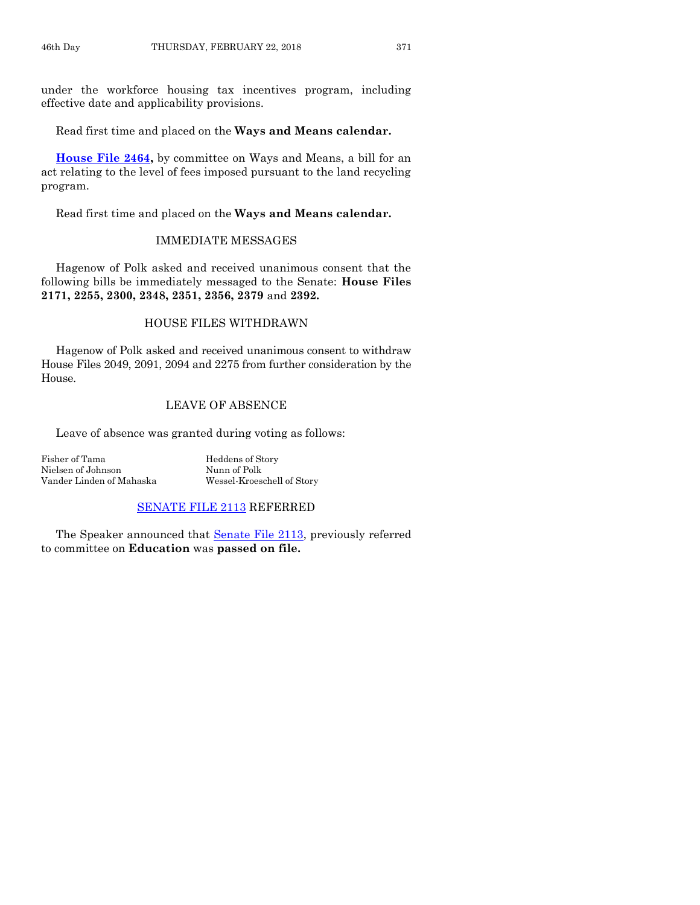under the workforce housing tax incentives program, including effective date and applicability provisions.

Read first time and placed on the **Ways and Means calendar.**

**House File 2464,** by committee on Ways and Means, a bill for an act relating to the level of fees imposed pursuant to the land recycling program.

Read first time and placed on the **Ways and Means calendar.**

## IMMEDIATE MESSAGES

Hagenow of Polk asked and received unanimous consent that the following bills be immediately messaged to the Senate: **House Files 2171, 2255, 2300, 2348, 2351, 2356, 2379** and **2392.**

## HOUSE FILES WITHDRAWN

Hagenow of Polk asked and received unanimous consent to withdraw House Files 2049, 2091, 2094 and 2275 from further consideration by the House.

## LEAVE OF ABSENCE

Leave of absence was granted during voting as follows:

Fisher of Tama
Heddens of Story
Nielsen of Johnson
Nunn of Polk
Vander Linden of Mahaska
Wessel-Kroeschell of Story

## SENATE FILE 2113 REFERRED

The Speaker announced that Senate File 2113, previously referred to committee on **Education** was **passed on file.**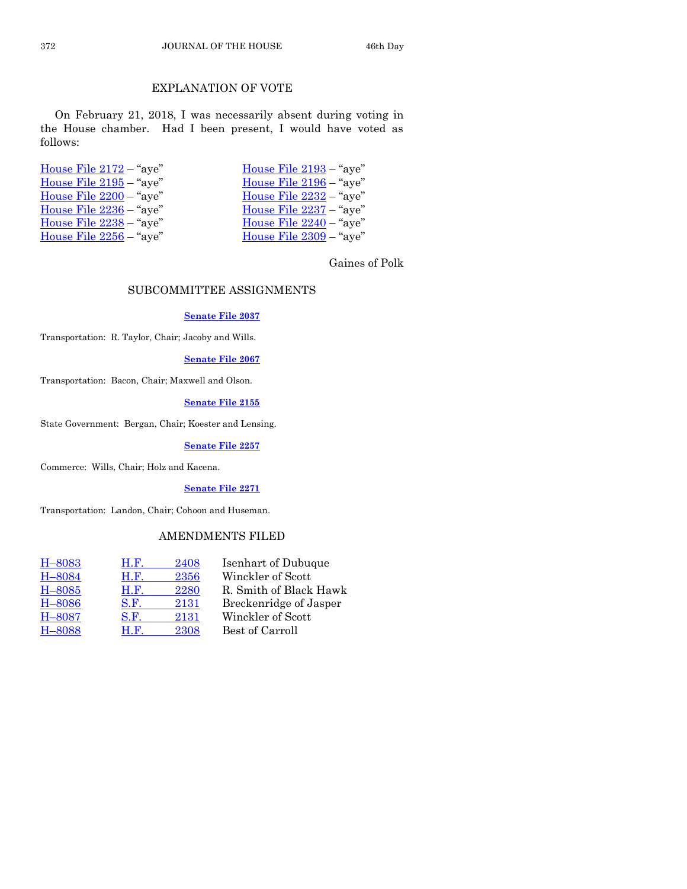## EXPLANATION OF VOTE

On February 21, 2018, I was necessarily absent during voting in the House chamber. Had I been present, I would have voted as follows:

| | |
|---|---|
| House File 2172 – "aye" | House File 2193 – "aye" |
| House File 2195 – "aye" | House File 2196 – "aye" |
| House File 2200 – "aye" | House File 2232 – "aye" |
| House File 2236 – "aye" | House File 2237 – "aye" |
| House File 2238 – "aye" | House File 2240 – "aye" |
| House File 2256 – "aye" | House File 2309 – "aye" |

Gaines of Polk

## SUBCOMMITTEE ASSIGNMENTS

**Senate File 2037**

Transportation: R. Taylor, Chair; Jacoby and Wills.

**Senate File 2067**

Transportation: Bacon, Chair; Maxwell and Olson.

**Senate File 2155**

State Government: Bergan, Chair; Koester and Lensing.

**Senate File 2257**

Commerce: Wills, Chair; Holz and Kacena.

**Senate File 2271**

Transportation: Landon, Chair; Cohoon and Huseman.

## AMENDMENTS FILED

| | | |
|---|---|---|
| H–8083 | H.F. 2408 | Isenhart of Dubuque |
| H–8084 | H.F. 2356 | Winckler of Scott |
| H–8085 | H.F. 2280 | R. Smith of Black Hawk |
| H–8086 | S.F. 2131 | Breckenridge of Jasper |
| H–8087 | S.F. 2131 | Winckler of Scott |
| H–8088 | H.F. 2308 | Best of Carroll |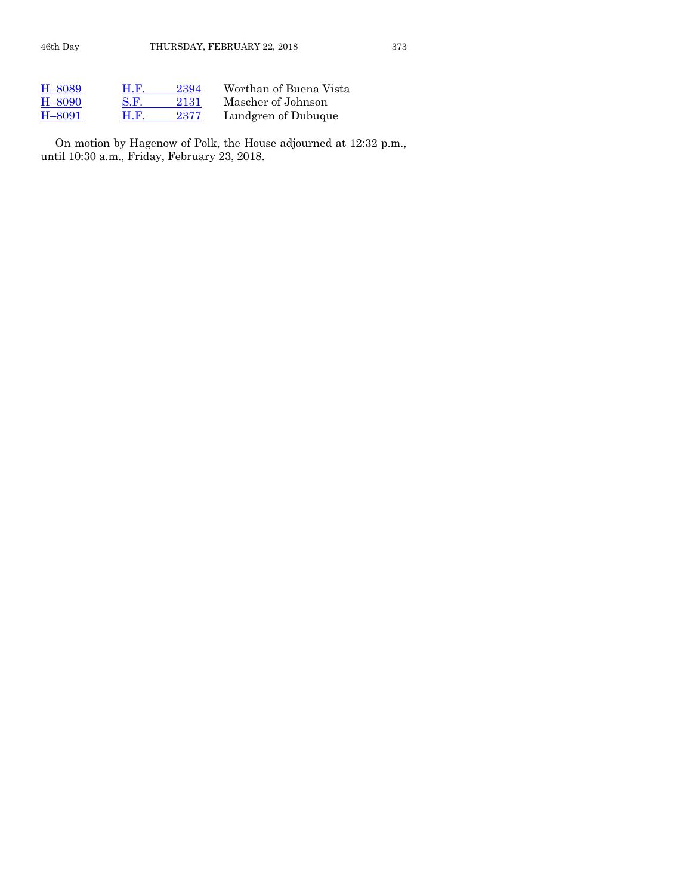| | | | |
|---|---|---|---|
| H–8089 | H.F. | 2394 | Worthan of Buena Vista |
| H–8090 | S.F. | 2131 | Mascher of Johnson |
| H–8091 | H.F. | 2377 | Lundgren of Dubuque |

On motion by Hagenow of Polk, the House adjourned at 12:32 p.m., until 10:30 a.m., Friday, February 23, 2018.